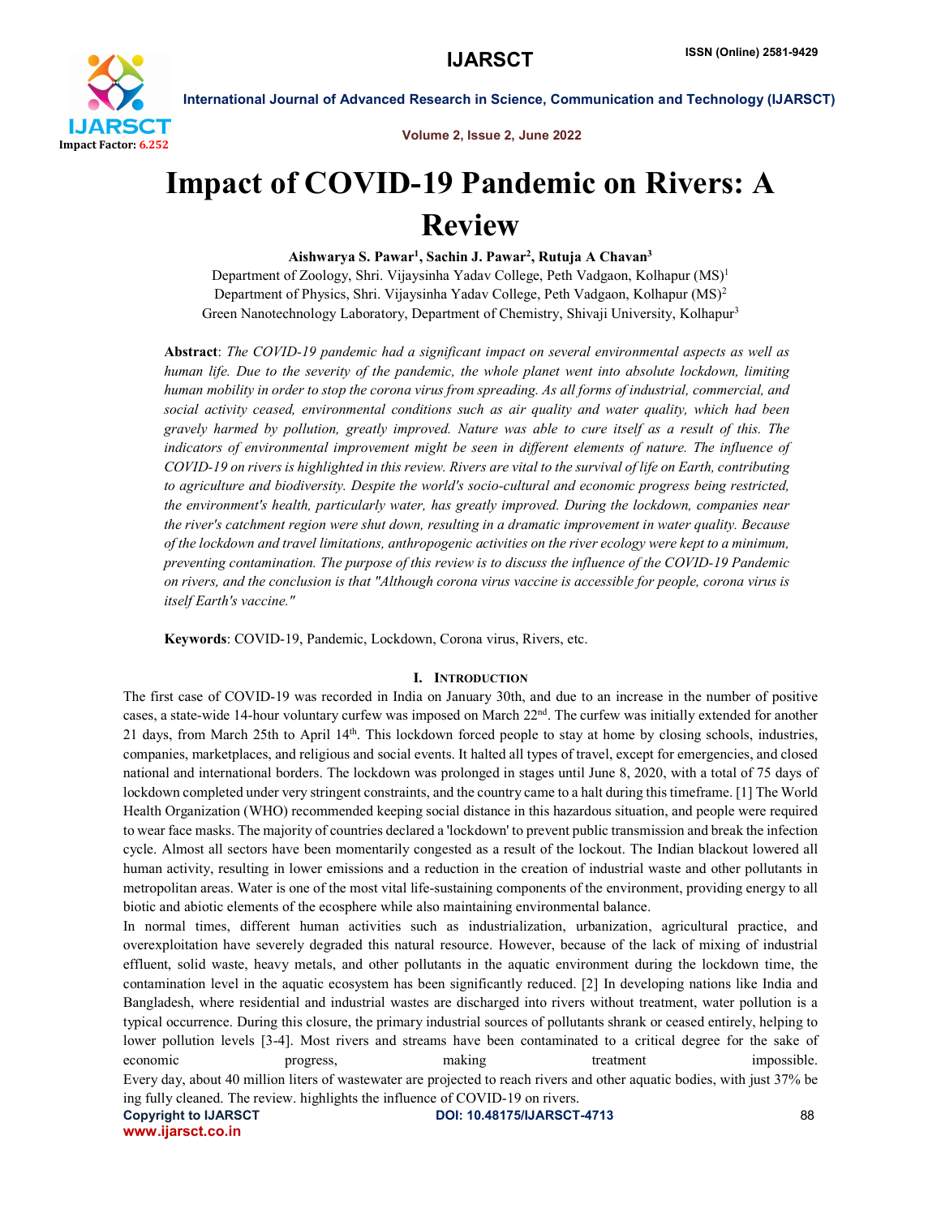# Impact of COVID-19 Pandemic on Rivers: A Review

**Aishwarya S. Pawar[1], Sachin J. Pawar[2], Rutuja A Chavan[3]**

Department of Zoology, Shri. Vijaysinha Yadav College, Peth Vadgaon, Kolhapur (MS)[1]
Department of Physics, Shri. Vijaysinha Yadav College, Peth Vadgaon, Kolhapur (MS)[2]
Green Nanotechnology Laboratory, Department of Chemistry, Shivaji University, Kolhapur[3]

**Abstract**: *The COVID-19 pandemic had a significant impact on several environmental aspects as well as human life. Due to the severity of the pandemic, the whole planet went into absolute lockdown, limiting human mobility in order to stop the corona virus from spreading. As all forms of industrial, commercial, and social activity ceased, environmental conditions such as air quality and water quality, which had been gravely harmed by pollution, greatly improved. Nature was able to cure itself as a result of this. The indicators of environmental improvement might be seen in different elements of nature. The influence of COVID-19 on rivers is highlighted in this review. Rivers are vital to the survival of life on Earth, contributing to agriculture and biodiversity. Despite the world's socio-cultural and economic progress being restricted, the environment's health, particularly water, has greatly improved. During the lockdown, companies near the river's catchment region were shut down, resulting in a dramatic improvement in water quality. Because of the lockdown and travel limitations, anthropogenic activities on the river ecology were kept to a minimum, preventing contamination. The purpose of this review is to discuss the influence of the COVID-19 Pandemic on rivers, and the conclusion is that "Although corona virus vaccine is accessible for people, corona virus is itself Earth's vaccine."*

**Keywords**: COVID-19, Pandemic, Lockdown, Corona virus, Rivers, etc.

## I. Introduction

The first case of COVID-19 was recorded in India on January 30th, and due to an increase in the number of positive cases, a state-wide 14-hour voluntary curfew was imposed on March 22nd. The curfew was initially extended for another 21 days, from March 25th to April 14th. This lockdown forced people to stay at home by closing schools, industries, companies, marketplaces, and religious and social events. It halted all types of travel, except for emergencies, and closed national and international borders. The lockdown was prolonged in stages until June 8, 2020, with a total of 75 days of lockdown completed under very stringent constraints, and the country came to a halt during this timeframe. [1] The World Health Organization (WHO) recommended keeping social distance in this hazardous situation, and people were required to wear face masks. The majority of countries declared a 'lockdown' to prevent public transmission and break the infection cycle. Almost all sectors have been momentarily congested as a result of the lockout. The Indian blackout lowered all human activity, resulting in lower emissions and a reduction in the creation of industrial waste and other pollutants in metropolitan areas. Water is one of the most vital life-sustaining components of the environment, providing energy to all biotic and abiotic elements of the ecosphere while also maintaining environmental balance.

In normal times, different human activities such as industrialization, urbanization, agricultural practice, and overexploitation have severely degraded this natural resource. However, because of the lack of mixing of industrial effluent, solid waste, heavy metals, and other pollutants in the aquatic environment during the lockdown time, the contamination level in the aquatic ecosystem has been significantly reduced. [2] In developing nations like India and Bangladesh, where residential and industrial wastes are discharged into rivers without treatment, water pollution is a typical occurrence. During this closure, the primary industrial sources of pollutants shrank or ceased entirely, helping to lower pollution levels [3-4]. Most rivers and streams have been contaminated to a critical degree for the sake of economic progress, making treatment impossible.

Every day, about 40 million liters of wastewater are projected to reach rivers and other aquatic bodies, with just 37% be ing fully cleaned. The review. highlights the influence of COVID-19 on rivers.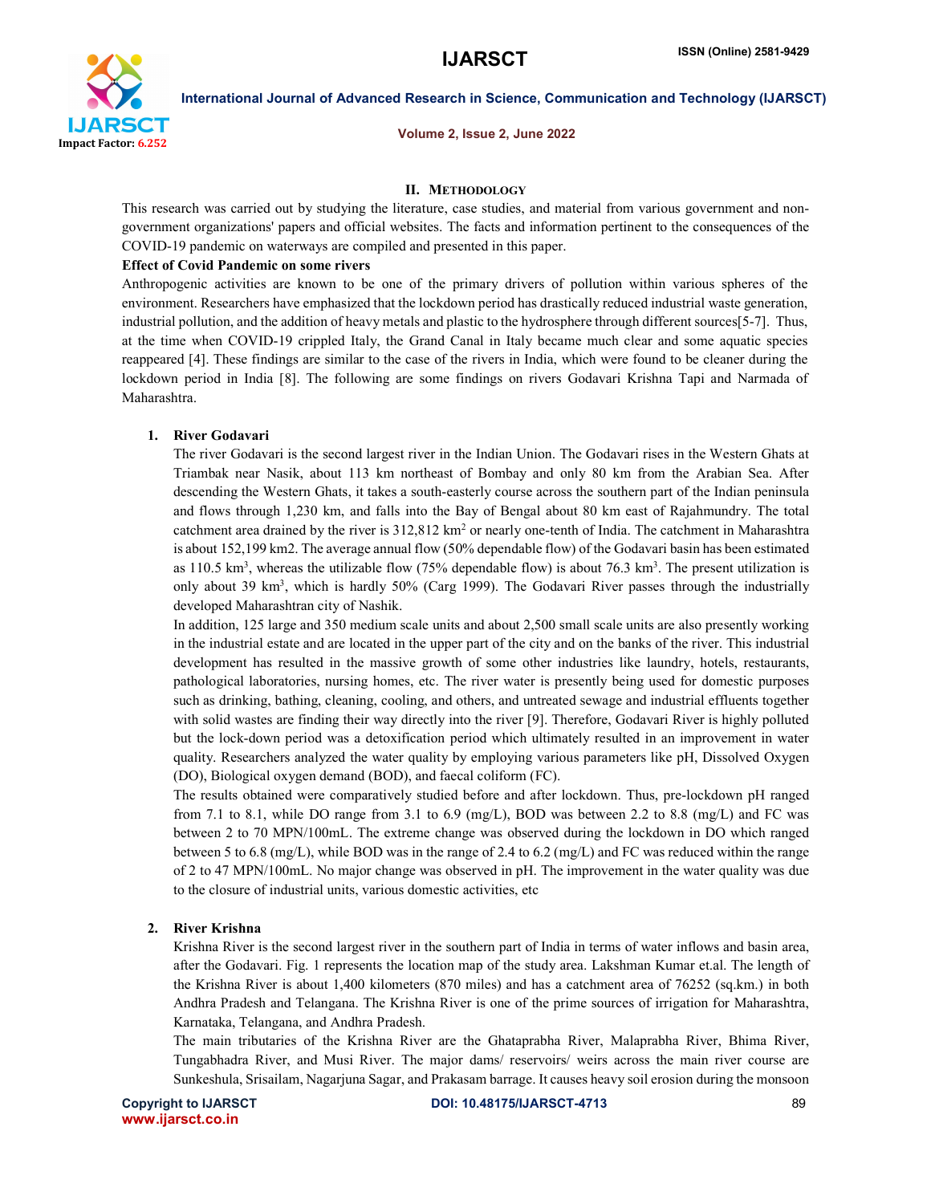## II. Methodology

This research was carried out by studying the literature, case studies, and material from various government and non-government organizations' papers and official websites. The facts and information pertinent to the consequences of the COVID-19 pandemic on waterways are compiled and presented in this paper.

**Effect of Covid Pandemic on some rivers**

Anthropogenic activities are known to be one of the primary drivers of pollution within various spheres of the environment. Researchers have emphasized that the lockdown period has drastically reduced industrial waste generation, industrial pollution, and the addition of heavy metals and plastic to the hydrosphere through different sources[5-7]. Thus, at the time when COVID-19 crippled Italy, the Grand Canal in Italy became much clear and some aquatic species reappeared [4]. These findings are similar to the case of the rivers in India, which were found to be cleaner during the lockdown period in India [8]. The following are some findings on rivers Godavari Krishna Tapi and Narmada of Maharashtra.

1. **River Godavari**

   The river Godavari is the second largest river in the Indian Union. The Godavari rises in the Western Ghats at Triambak near Nasik, about 113 km northeast of Bombay and only 80 km from the Arabian Sea. After descending the Western Ghats, it takes a south-easterly course across the southern part of the Indian peninsula and flows through 1,230 km, and falls into the Bay of Bengal about 80 km east of Rajahmundry. The total catchment area drained by the river is 312,812 $km^2$ or nearly one-tenth of India. The catchment in Maharashtra is about 152,199 km2. The average annual flow (50% dependable flow) of the Godavari basin has been estimated as 110.5 $km^3$, whereas the utilizable flow (75% dependable flow) is about 76.3 $km^3$. The present utilization is only about 39 $km^3$, which is hardly 50% (Carg 1999). The Godavari River passes through the industrially developed Maharashtran city of Nashik.

   In addition, 125 large and 350 medium scale units and about 2,500 small scale units are also presently working in the industrial estate and are located in the upper part of the city and on the banks of the river. This industrial development has resulted in the massive growth of some other industries like laundry, hotels, restaurants, pathological laboratories, nursing homes, etc. The river water is presently being used for domestic purposes such as drinking, bathing, cleaning, cooling, and others, and untreated sewage and industrial effluents together with solid wastes are finding their way directly into the river [9]. Therefore, Godavari River is highly polluted but the lock-down period was a detoxification period which ultimately resulted in an improvement in water quality. Researchers analyzed the water quality by employing various parameters like pH, Dissolved Oxygen (DO), Biological oxygen demand (BOD), and faecal coliform (FC).

   The results obtained were comparatively studied before and after lockdown. Thus, pre-lockdown pH ranged from 7.1 to 8.1, while DO range from 3.1 to 6.9 (mg/L), BOD was between 2.2 to 8.8 (mg/L) and FC was between 2 to 70 MPN/100mL. The extreme change was observed during the lockdown in DO which ranged between 5 to 6.8 (mg/L), while BOD was in the range of 2.4 to 6.2 (mg/L) and FC was reduced within the range of 2 to 47 MPN/100mL. No major change was observed in pH. The improvement in the water quality was due to the closure of industrial units, various domestic activities, etc

2. **River Krishna**

   Krishna River is the second largest river in the southern part of India in terms of water inflows and basin area, after the Godavari. Fig. 1 represents the location map of the study area. Lakshman Kumar et.al. The length of the Krishna River is about 1,400 kilometers (870 miles) and has a catchment area of 76252 (sq.km.) in both Andhra Pradesh and Telangana. The Krishna River is one of the prime sources of irrigation for Maharashtra, Karnataka, Telangana, and Andhra Pradesh.

   The main tributaries of the Krishna River are the Ghataprabha River, Malaprabha River, Bhima River, Tungabhadra River, and Musi River. The major dams/ reservoirs/ weirs across the main river course are Sunkeshula, Srisailam, Nagarjuna Sagar, and Prakasam barrage. It causes heavy soil erosion during the monsoon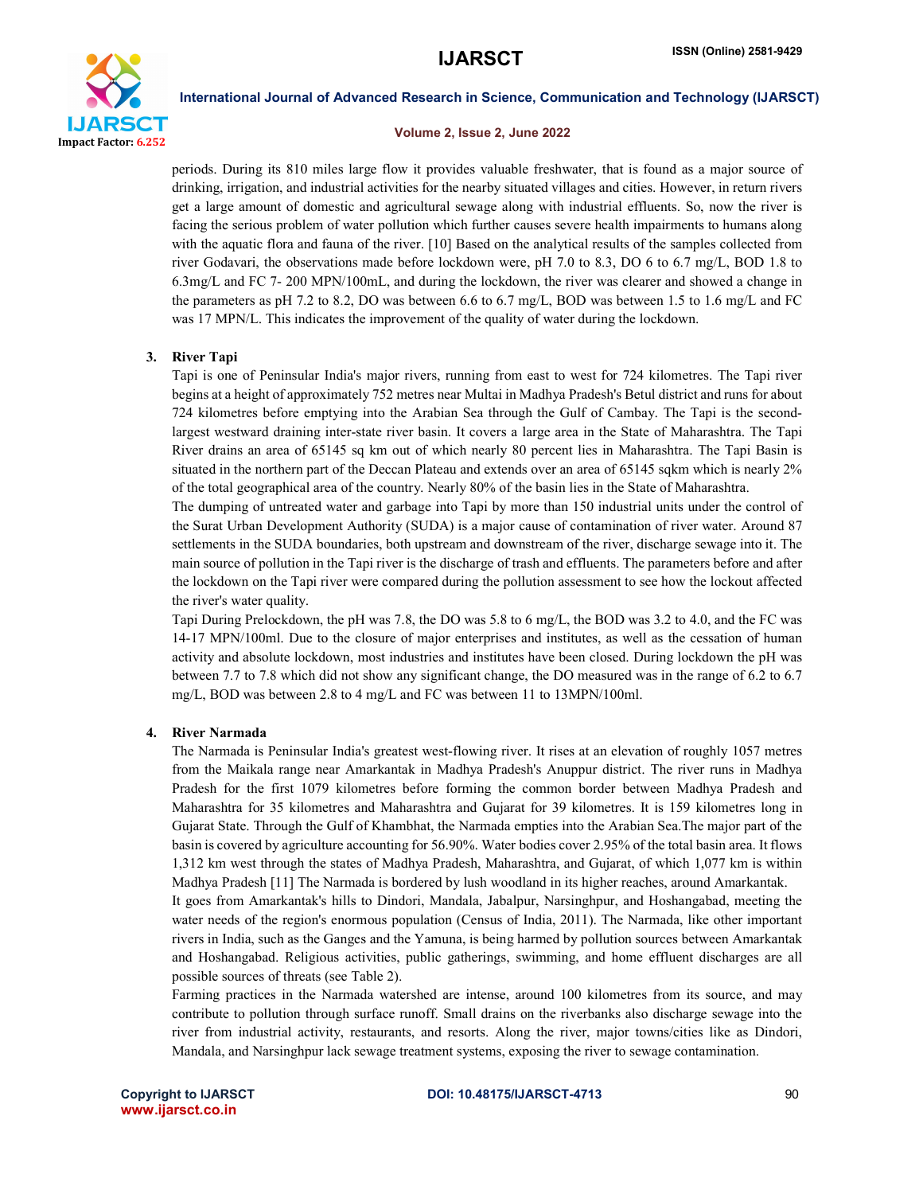periods. During its 810 miles large flow it provides valuable freshwater, that is found as a major source of drinking, irrigation, and industrial activities for the nearby situated villages and cities. However, in return rivers get a large amount of domestic and agricultural sewage along with industrial effluents. So, now the river is facing the serious problem of water pollution which further causes severe health impairments to humans along with the aquatic flora and fauna of the river. [10] Based on the analytical results of the samples collected from river Godavari, the observations made before lockdown were, pH 7.0 to 8.3, DO 6 to 6.7 mg/L, BOD 1.8 to 6.3mg/L and FC 7- 200 MPN/100mL, and during the lockdown, the river was clearer and showed a change in the parameters as pH 7.2 to 8.2, DO was between 6.6 to 6.7 mg/L, BOD was between 1.5 to 1.6 mg/L and FC was 17 MPN/L. This indicates the improvement of the quality of water during the lockdown.

### 3. River Tapi

Tapi is one of Peninsular India's major rivers, running from east to west for 724 kilometres. The Tapi river begins at a height of approximately 752 metres near Multai in Madhya Pradesh's Betul district and runs for about 724 kilometres before emptying into the Arabian Sea through the Gulf of Cambay. The Tapi is the second-largest westward draining inter-state river basin. It covers a large area in the State of Maharashtra. The Tapi River drains an area of 65145 sq km out of which nearly 80 percent lies in Maharashtra. The Tapi Basin is situated in the northern part of the Deccan Plateau and extends over an area of 65145 sqkm which is nearly 2% of the total geographical area of the country. Nearly 80% of the basin lies in the State of Maharashtra.

The dumping of untreated water and garbage into Tapi by more than 150 industrial units under the control of the Surat Urban Development Authority (SUDA) is a major cause of contamination of river water. Around 87 settlements in the SUDA boundaries, both upstream and downstream of the river, discharge sewage into it. The main source of pollution in the Tapi river is the discharge of trash and effluents. The parameters before and after the lockdown on the Tapi river were compared during the pollution assessment to see how the lockout affected the river's water quality.

Tapi During Prelockdown, the pH was 7.8, the DO was 5.8 to 6 mg/L, the BOD was 3.2 to 4.0, and the FC was 14-17 MPN/100ml. Due to the closure of major enterprises and institutes, as well as the cessation of human activity and absolute lockdown, most industries and institutes have been closed. During lockdown the pH was between 7.7 to 7.8 which did not show any significant change, the DO measured was in the range of 6.2 to 6.7 mg/L, BOD was between 2.8 to 4 mg/L and FC was between 11 to 13MPN/100ml.

### 4. River Narmada

The Narmada is Peninsular India's greatest west-flowing river. It rises at an elevation of roughly 1057 metres from the Maikala range near Amarkantak in Madhya Pradesh's Anuppur district. The river runs in Madhya Pradesh for the first 1079 kilometres before forming the common border between Madhya Pradesh and Maharashtra for 35 kilometres and Maharashtra and Gujarat for 39 kilometres. It is 159 kilometres long in Gujarat State. Through the Gulf of Khambhat, the Narmada empties into the Arabian Sea.The major part of the basin is covered by agriculture accounting for 56.90%. Water bodies cover 2.95% of the total basin area. It flows 1,312 km west through the states of Madhya Pradesh, Maharashtra, and Gujarat, of which 1,077 km is within Madhya Pradesh [11] The Narmada is bordered by lush woodland in its higher reaches, around Amarkantak.

It goes from Amarkantak's hills to Dindori, Mandala, Jabalpur, Narsinghpur, and Hoshangabad, meeting the water needs of the region's enormous population (Census of India, 2011). The Narmada, like other important rivers in India, such as the Ganges and the Yamuna, is being harmed by pollution sources between Amarkantak and Hoshangabad. Religious activities, public gatherings, swimming, and home effluent discharges are all possible sources of threats (see Table 2).

Farming practices in the Narmada watershed are intense, around 100 kilometres from its source, and may contribute to pollution through surface runoff. Small drains on the riverbanks also discharge sewage into the river from industrial activity, restaurants, and resorts. Along the river, major towns/cities like as Dindori, Mandala, and Narsinghpur lack sewage treatment systems, exposing the river to sewage contamination.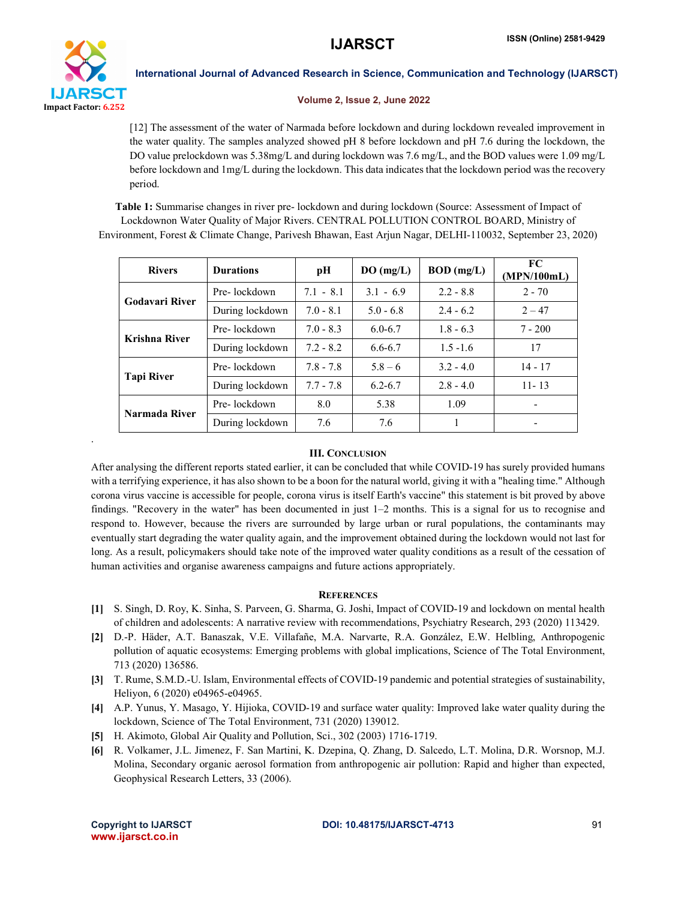[12] The assessment of the water of Narmada before lockdown and during lockdown revealed improvement in the water quality. The samples analyzed showed pH 8 before lockdown and pH 7.6 during the lockdown, the DO value prelockdown was 5.38mg/L and during lockdown was 7.6 mg/L, and the BOD values were 1.09 mg/L before lockdown and 1mg/L during the lockdown. This data indicates that the lockdown period was the recovery period.

**Table 1:** Summarise changes in river pre- lockdown and during lockdown (Source: Assessment of Impact of Lockdownon Water Quality of Major Rivers. CENTRAL POLLUTION CONTROL BOARD, Ministry of Environment, Forest & Climate Change, Parivesh Bhawan, East Arjun Nagar, DELHI-110032, September 23, 2020)

| Rivers | Durations | pH | DO (mg/L) | BOD (mg/L) | FC (MPN/100mL) |
|---|---|---|---|---|---|
| Godavari River | Pre- lockdown | 7.1 - 8.1 | 3.1 - 6.9 | 2.2 - 8.8 | 2 - 70 |
| | During lockdown | 7.0 - 8.1 | 5.0 - 6.8 | 2.4 - 6.2 | 2 – 47 |
| Krishna River | Pre- lockdown | 7.0 - 8.3 | 6.0-6.7 | 1.8 - 6.3 | 7 - 200 |
| | During lockdown | 7.2 - 8.2 | 6.6-6.7 | 1.5 -1.6 | 17 |
| Tapi River | Pre- lockdown | 7.8 - 7.8 | 5.8 – 6 | 3.2 - 4.0 | 14 - 17 |
| | During lockdown | 7.7 - 7.8 | 6.2-6.7 | 2.8 - 4.0 | 11- 13 |
| Narmada River | Pre- lockdown | 8.0 | 5.38 | 1.09 | - |
| | During lockdown | 7.6 | 7.6 | 1 | - |

## III. Conclusion

After analysing the different reports stated earlier, it can be concluded that while COVID-19 has surely provided humans with a terrifying experience, it has also shown to be a boon for the natural world, giving it with a "healing time." Although corona virus vaccine is accessible for people, corona virus is itself Earth's vaccine" this statement is bit proved by above findings. "Recovery in the water" has been documented in just 1–2 months. This is a signal for us to recognise and respond to. However, because the rivers are surrounded by large urban or rural populations, the contaminants may eventually start degrading the water quality again, and the improvement obtained during the lockdown would not last for long. As a result, policymakers should take note of the improved water quality conditions as a result of the cessation of human activities and organise awareness campaigns and future actions appropriately.

## References

- [1] S. Singh, D. Roy, K. Sinha, S. Parveen, G. Sharma, G. Joshi, Impact of COVID-19 and lockdown on mental health of children and adolescents: A narrative review with recommendations, Psychiatry Research, 293 (2020) 113429.
- [2] D.-P. Häder, A.T. Banaszak, V.E. Villafañe, M.A. Narvarte, R.A. González, E.W. Helbling, Anthropogenic pollution of aquatic ecosystems: Emerging problems with global implications, Science of The Total Environment, 713 (2020) 136586.
- [3] T. Rume, S.M.D.-U. Islam, Environmental effects of COVID-19 pandemic and potential strategies of sustainability, Heliyon, 6 (2020) e04965-e04965.
- [4] A.P. Yunus, Y. Masago, Y. Hijioka, COVID-19 and surface water quality: Improved lake water quality during the lockdown, Science of The Total Environment, 731 (2020) 139012.
- [5] H. Akimoto, Global Air Quality and Pollution, Sci., 302 (2003) 1716-1719.
- [6] R. Volkamer, J.L. Jimenez, F. San Martini, K. Dzepina, Q. Zhang, D. Salcedo, L.T. Molina, D.R. Worsnop, M.J. Molina, Secondary organic aerosol formation from anthropogenic air pollution: Rapid and higher than expected, Geophysical Research Letters, 33 (2006).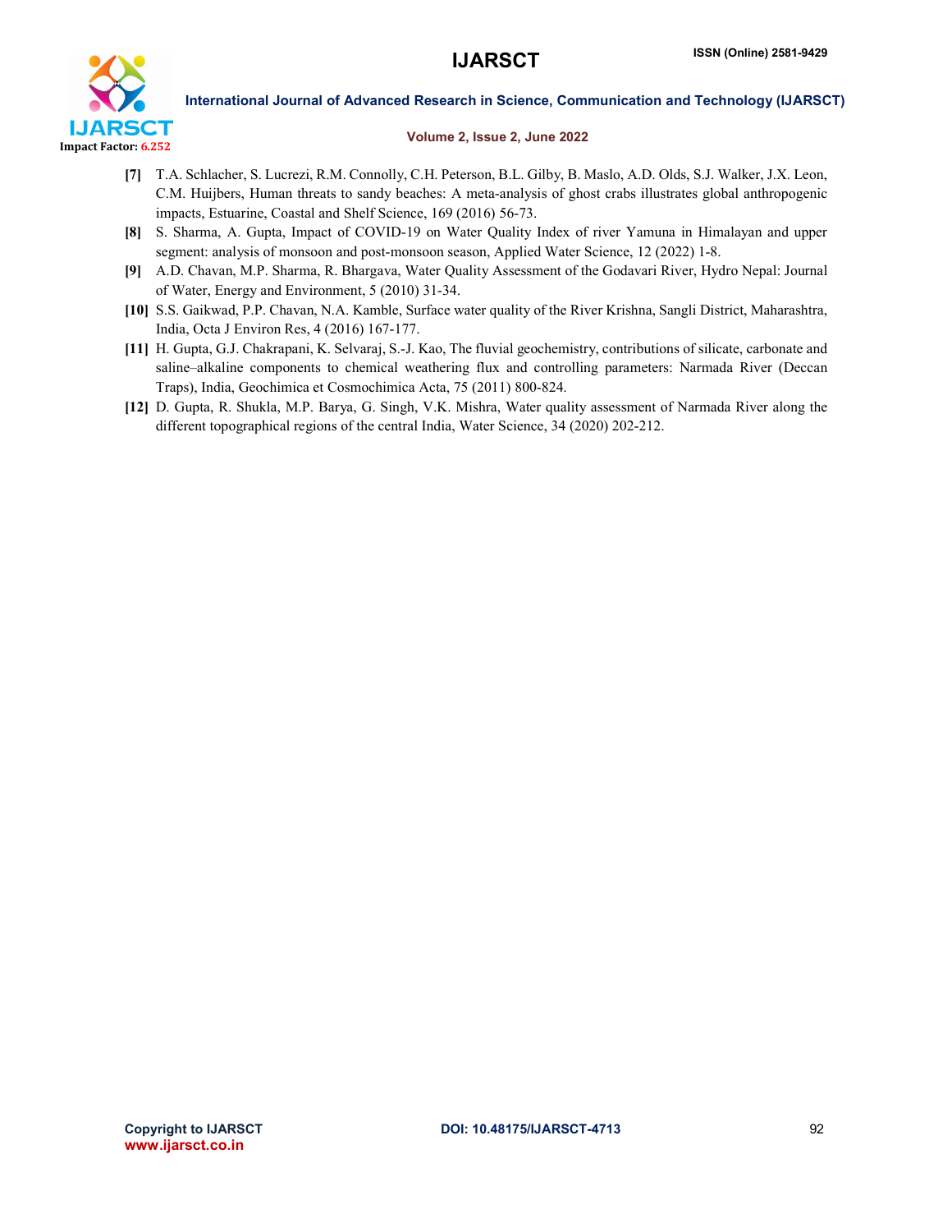[7] T.A. Schlacher, S. Lucrezi, R.M. Connolly, C.H. Peterson, B.L. Gilby, B. Maslo, A.D. Olds, S.J. Walker, J.X. Leon, C.M. Huijbers, Human threats to sandy beaches: A meta-analysis of ghost crabs illustrates global anthropogenic impacts, Estuarine, Coastal and Shelf Science, 169 (2016) 56-73.

[8] S. Sharma, A. Gupta, Impact of COVID-19 on Water Quality Index of river Yamuna in Himalayan and upper segment: analysis of monsoon and post-monsoon season, Applied Water Science, 12 (2022) 1-8.

[9] A.D. Chavan, M.P. Sharma, R. Bhargava, Water Quality Assessment of the Godavari River, Hydro Nepal: Journal of Water, Energy and Environment, 5 (2010) 31-34.

[10] S.S. Gaikwad, P.P. Chavan, N.A. Kamble, Surface water quality of the River Krishna, Sangli District, Maharashtra, India, Octa J Environ Res, 4 (2016) 167-177.

[11] H. Gupta, G.J. Chakrapani, K. Selvaraj, S.-J. Kao, The fluvial geochemistry, contributions of silicate, carbonate and saline–alkaline components to chemical weathering flux and controlling parameters: Narmada River (Deccan Traps), India, Geochimica et Cosmochimica Acta, 75 (2011) 800-824.

[12] D. Gupta, R. Shukla, M.P. Barya, G. Singh, V.K. Mishra, Water quality assessment of Narmada River along the different topographical regions of the central India, Water Science, 34 (2020) 202-212.